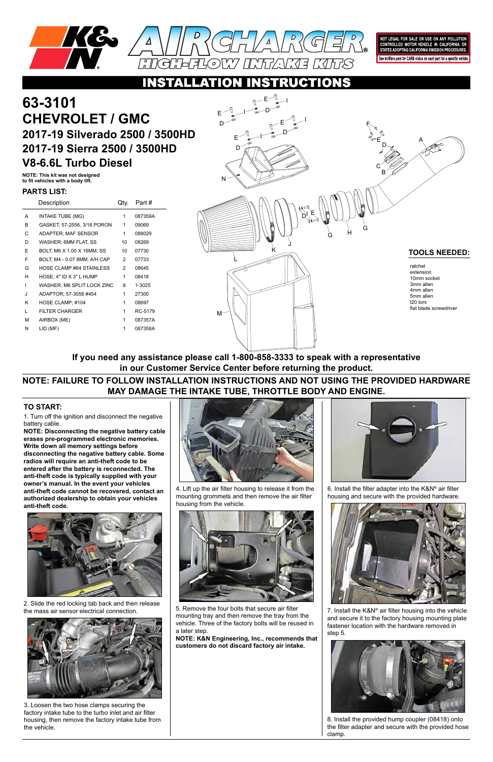# K&N AIRCHARGER® HIGH-FLOW INTAKE KITS

NOT LEGAL FOR SALE OR USE ON ANY POLLUTION CONTROLLED MOTOR VEHICLE IN CALIFORNIA OR STATES ADOPTING CALIFORNIA EMISSION PROCEDURES.
See knfilters.com for CARB status on each part for a specific vehicle

## INSTALLATION INSTRUCTIONS

# 63-3101
# CHEVROLET / GMC
## 2017-19 Silverado 2500 / 3500HD
## 2017-19 Sierra 2500 / 3500HD
## V8-6.6L Turbo Diesel

**NOTE: This kit was not designed to fit vehicles with a body lift.**

### PARTS LIST:

| | Description | Qty. | Part # |
|---|---|---|---|
| A | INTAKE TUBE (MG) | 1 | 087359A |
| B | GASKET; 57-2556, 3/16 PORON | 1 | 09069 |
| C | ADAPTER; MAF SENSOR | 1 | 088029 |
| D | WASHER; 6MM FLAT, SS | 10 | 08269 |
| E | BOLT; M6 X 1.00 X 16MM, SS | 10 | 07730 |
| F | BOLT; M4 - 0.07 8MM, A/H CAP | 2 | 07733 |
| G | HOSE CLAMP #64 STAINLESS | 2 | 08645 |
| H | HOSE; 4" ID X 3" L HUMP | 1 | 08418 |
| I | WASHER, M6 SPLIT LOCK ZINC | 8 | 1-3025 |
| J | ADAPTOR; 57-3058 #454 | 1 | 27300 |
| K | HOSE CLAMP; #104 | 1 | 08697 |
| L | FILTER CHARGER | 1 | RC-5179 |
| M | AIRBOX (ME) | 1 | 087357A |
| N | LID (MF) | 1 | 087358A |

### TOOLS NEEDED:

- ratchet
- extension
- 10mm socket
- 3mm allen
- 4mm allen
- 5mm allen
- t20 torx
- flat blade screwdriver

**If you need any assistance please call 1-800-858-3333 to speak with a representative in our Customer Service Center before returning the product.**

**NOTE: FAILURE TO FOLLOW INSTALLATION INSTRUCTIONS AND NOT USING THE PROVIDED HARDWARE MAY DAMAGE THE INTAKE TUBE, THROTTLE BODY AND ENGINE.**

### TO START:

1. Turn off the ignition and disconnect the negative battery cable.

**NOTE: Disconnecting the negative battery cable erases pre-programmed electronic memories. Write down all memory settings before disconnecting the negative battery cable. Some radios will require an anti-theft code to be entered after the battery is reconnected. The anti-theft code is typically supplied with your owner's manual. In the event your vehicles anti-theft code cannot be recovered, contact an authorized dealership to obtain your vehicles anti-theft code.**

2. Slide the red locking tab back and then release the mass air sensor electrical connection.

3. Loosen the two hose clamps securing the factory intake tube to the turbo inlet and air filter housing, then remove the factory intake tube from the vehicle.

4. Lift up the air filter housing to release it from the mounting grommets and then remove the air filter housing from the vehicle.

5. Remove the four bolts that secure air filter mounting tray and then remove the tray from the vehicle. Three of the factory bolts will be reused in a later step.

**NOTE: K&N Engineering, Inc., recommends that customers do not discard factory air intake.**

6. Install the filter adapter into the K&N® air filter housing and secure with the provided hardware.

7. Install the K&N® air filter housing into the vehicle and secure it to the factory housing mounting plate fastener location with the hardware removed in step 5.

8. Install the provided hump coupler (08418) onto the filter adapter and secure with the provided hose clamp.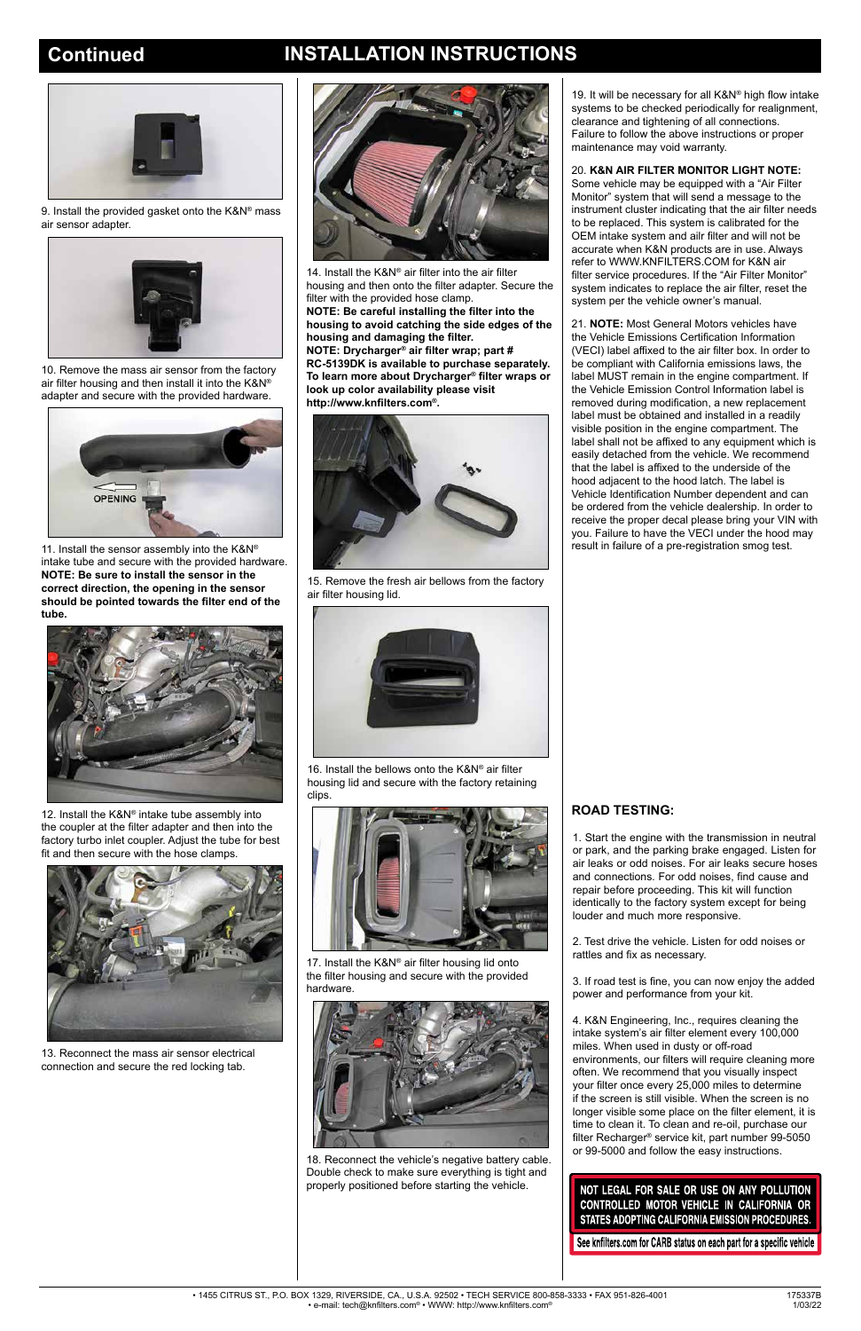## Continued

# INSTALLATION INSTRUCTIONS

9. Install the provided gasket onto the K&N® mass air sensor adapter.

10. Remove the mass air sensor from the factory air filter housing and then install it into the K&N® adapter and secure with the provided hardware.

OPENING

11. Install the sensor assembly into the K&N® intake tube and secure with the provided hardware. **NOTE: Be sure to install the sensor in the correct direction, the opening in the sensor should be pointed towards the filter end of the tube.**

12. Install the K&N® intake tube assembly into the coupler at the filter adapter and then into the factory turbo inlet coupler. Adjust the tube for best fit and then secure with the hose clamps.

13. Reconnect the mass air sensor electrical connection and secure the red locking tab.

14. Install the K&N® air filter into the air filter housing and then onto the filter adapter. Secure the filter with the provided hose clamp.
**NOTE: Be careful installing the filter into the housing to avoid catching the side edges of the housing and damaging the filter.**
**NOTE: Drycharger® air filter wrap; part # RC-5139DK is available to purchase separately. To learn more about Drycharger® filter wraps or look up color availability please visit http://www.knfilters.com®.**

15. Remove the fresh air bellows from the factory air filter housing lid.

16. Install the bellows onto the K&N® air filter housing lid and secure with the factory retaining clips.

17. Install the K&N® air filter housing lid onto the filter housing and secure with the provided hardware.

18. Reconnect the vehicle's negative battery cable. Double check to make sure everything is tight and properly positioned before starting the vehicle.

19. It will be necessary for all K&N® high flow intake systems to be checked periodically for realignment, clearance and tightening of all connections. Failure to follow the above instructions or proper maintenance may void warranty.

20. **K&N AIR FILTER MONITOR LIGHT NOTE:** Some vehicle may be equipped with a "Air Filter Monitor" system that will send a message to the instrument cluster indicating that the air filter needs to be replaced. This system is calibrated for the OEM intake system and ailr filter and will not be accurate when K&N products are in use. Always refer to WWW.KNFILTERS.COM for K&N air filter service procedures. If the "Air Filter Monitor" system indicates to replace the air filter, reset the system per the vehicle owner's manual.

21. **NOTE:** Most General Motors vehicles have the Vehicle Emissions Certification Information (VECI) label affixed to the air filter box. In order to be compliant with California emissions laws, the label MUST remain in the engine compartment. If the Vehicle Emission Control Information label is removed during modification, a new replacement label must be obtained and installed in a readily visible position in the engine compartment. The label shall not be affixed to any equipment which is easily detached from the vehicle. We recommend that the label is affixed to the underside of the hood adjacent to the hood latch. The label is Vehicle Identification Number dependent and can be ordered from the vehicle dealership. In order to receive the proper decal please bring your VIN with you. Failure to have the VECI under the hood may result in failure of a pre-registration smog test.

### ROAD TESTING:

1. Start the engine with the transmission in neutral or park, and the parking brake engaged. Listen for air leaks or odd noises. For air leaks secure hoses and connections. For odd noises, find cause and repair before proceeding. This kit will function identically to the factory system except for being louder and much more responsive.

2. Test drive the vehicle. Listen for odd noises or rattles and fix as necessary.

3. If road test is fine, you can now enjoy the added power and performance from your kit.

4. K&N Engineering, Inc., requires cleaning the intake system's air filter element every 100,000 miles. When used in dusty or off-road environments, our filters will require cleaning more often. We recommend that you visually inspect your filter once every 25,000 miles to determine if the screen is still visible. When the screen is no longer visible some place on the filter element, it is time to clean it. To clean and re-oil, purchase our filter Recharger® service kit, part number 99-5050 or 99-5000 and follow the easy instructions.

**NOT LEGAL FOR SALE OR USE ON ANY POLLUTION CONTROLLED MOTOR VEHICLE IN CALIFORNIA OR STATES ADOPTING CALIFORNIA EMISSION PROCEDURES.**

**See knfilters.com for CARB status on each part for a specific vehicle**

• 1455 CITRUS ST., P.O. BOX 1329, RIVERSIDE, CA., U.S.A. 92502 • TECH SERVICE 800-858-3333 • FAX 951-826-4001
• e-mail: tech@knfilters.com® • WWW: http://www.knfilters.com®

175337B
1/03/22